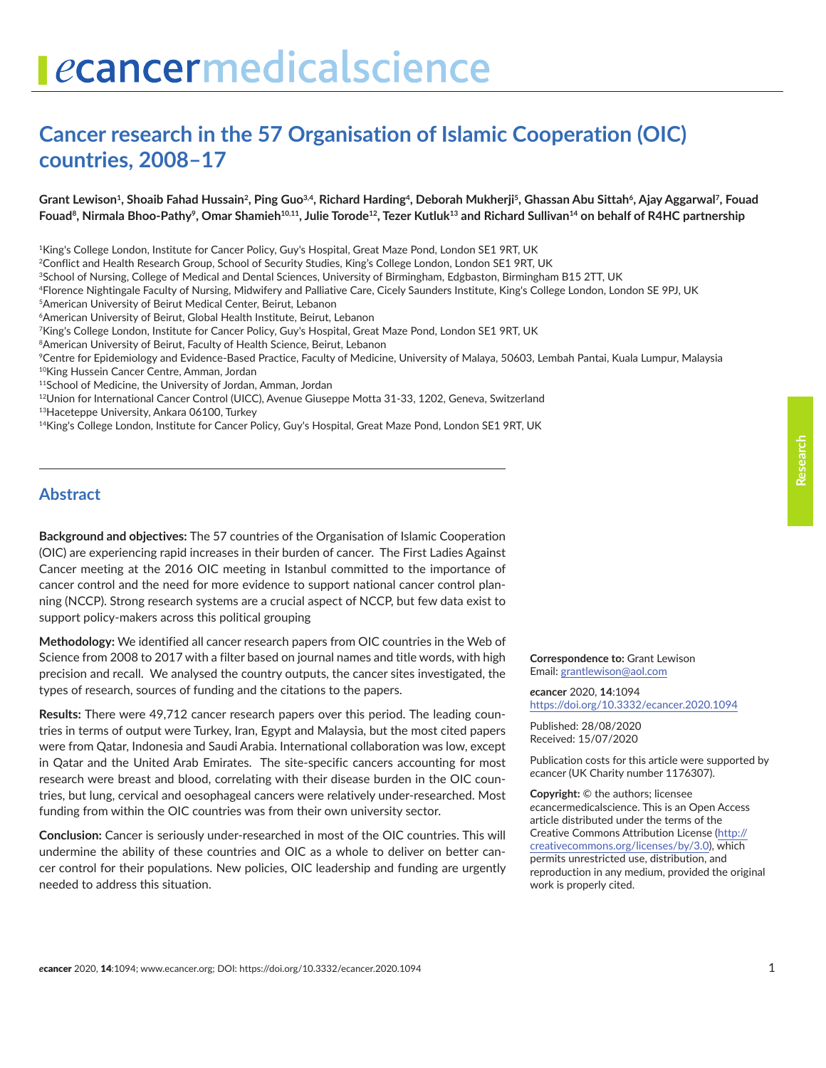# Cancer research in the 57 Organisation of Islamic Cooperation (OIC) countries, 2008–17

**Grant Lewison[1], Shoaib Fahad Hussain[2], Ping Guo[3,4], Richard Harding[4], Deborah Mukherji[5], Ghassan Abu Sittah[6], Ajay Aggarwal[7], Fouad Fouad[8], Nirmala Bhoo-Pathy[9], Omar Shamieh[10,11], Julie Torode[12], Tezer Kutluk[13] and Richard Sullivan[14] on behalf of R4HC partnership**

[1]King's College London, Institute for Cancer Policy, Guy's Hospital, Great Maze Pond, London SE1 9RT, UK
[2]Conflict and Health Research Group, School of Security Studies, King's College London, London SE1 9RT, UK
[3]School of Nursing, College of Medical and Dental Sciences, University of Birmingham, Edgbaston, Birmingham B15 2TT, UK
[4]Florence Nightingale Faculty of Nursing, Midwifery and Palliative Care, Cicely Saunders Institute, King's College London, London SE 9PJ, UK
[5]American University of Beirut Medical Center, Beirut, Lebanon
[6]American University of Beirut, Global Health Institute, Beirut, Lebanon
[7]King's College London, Institute for Cancer Policy, Guy's Hospital, Great Maze Pond, London SE1 9RT, UK
[8]American University of Beirut, Faculty of Health Science, Beirut, Lebanon
[9]Centre for Epidemiology and Evidence-Based Practice, Faculty of Medicine, University of Malaya, 50603, Lembah Pantai, Kuala Lumpur, Malaysia
[10]King Hussein Cancer Centre, Amman, Jordan
[11]School of Medicine, the University of Jordan, Amman, Jordan
[12]Union for International Cancer Control (UICC), Avenue Giuseppe Motta 31-33, 1202, Geneva, Switzerland
[13]Haceteppe University, Ankara 06100, Turkey
[14]King's College London, Institute for Cancer Policy, Guy's Hospital, Great Maze Pond, London SE1 9RT, UK

## Abstract

**Background and objectives:** The 57 countries of the Organisation of Islamic Cooperation (OIC) are experiencing rapid increases in their burden of cancer. The First Ladies Against Cancer meeting at the 2016 OIC meeting in Istanbul committed to the importance of cancer control and the need for more evidence to support national cancer control planning (NCCP). Strong research systems are a crucial aspect of NCCP, but few data exist to support policy-makers across this political grouping

**Methodology:** We identified all cancer research papers from OIC countries in the Web of Science from 2008 to 2017 with a filter based on journal names and title words, with high precision and recall. We analysed the country outputs, the cancer sites investigated, the types of research, sources of funding and the citations to the papers.

**Results:** There were 49,712 cancer research papers over this period. The leading countries in terms of output were Turkey, Iran, Egypt and Malaysia, but the most cited papers were from Qatar, Indonesia and Saudi Arabia. International collaboration was low, except in Qatar and the United Arab Emirates. The site-specific cancers accounting for most research were breast and blood, correlating with their disease burden in the OIC countries, but lung, cervical and oesophageal cancers were relatively under-researched. Most funding from within the OIC countries was from their own university sector.

**Conclusion:** Cancer is seriously under-researched in most of the OIC countries. This will undermine the ability of these countries and OIC as a whole to deliver on better cancer control for their populations. New policies, OIC leadership and funding are urgently needed to address this situation.

**Correspondence to:** Grant Lewison
Email: grantlewison@aol.com

*e*cancer 2020, **14**:1094
https://doi.org/10.3332/ecancer.2020.1094

Published: 28/08/2020
Received: 15/07/2020

Publication costs for this article were supported by *e*cancer (UK Charity number 1176307).

**Copyright:** © the authors; licensee *e*cancermedicalscience. This is an Open Access article distributed under the terms of the Creative Commons Attribution License (http://creativecommons.org/licenses/by/3.0), which permits unrestricted use, distribution, and reproduction in any medium, provided the original work is properly cited.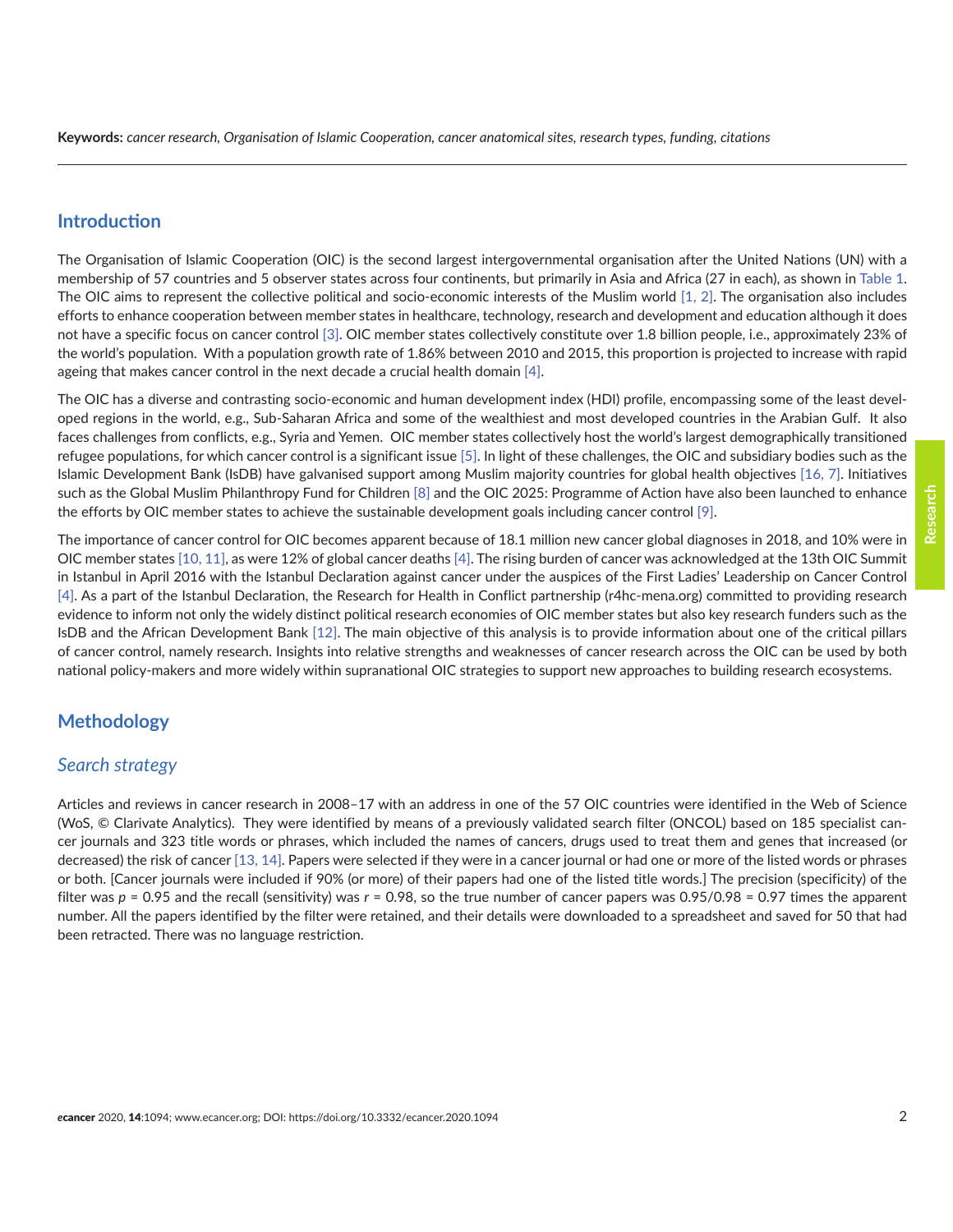**Keywords:** *cancer research, Organisation of Islamic Cooperation, cancer anatomical sites, research types, funding, citations*

## Introduction

The Organisation of Islamic Cooperation (OIC) is the second largest intergovernmental organisation after the United Nations (UN) with a membership of 57 countries and 5 observer states across four continents, but primarily in Asia and Africa (27 in each), as shown in Table 1. The OIC aims to represent the collective political and socio-economic interests of the Muslim world [1, 2]. The organisation also includes efforts to enhance cooperation between member states in healthcare, technology, research and development and education although it does not have a specific focus on cancer control [3]. OIC member states collectively constitute over 1.8 billion people, i.e., approximately 23% of the world's population. With a population growth rate of 1.86% between 2010 and 2015, this proportion is projected to increase with rapid ageing that makes cancer control in the next decade a crucial health domain [4].

The OIC has a diverse and contrasting socio-economic and human development index (HDI) profile, encompassing some of the least developed regions in the world, e.g., Sub-Saharan Africa and some of the wealthiest and most developed countries in the Arabian Gulf. It also faces challenges from conflicts, e.g., Syria and Yemen. OIC member states collectively host the world's largest demographically transitioned refugee populations, for which cancer control is a significant issue [5]. In light of these challenges, the OIC and subsidiary bodies such as the Islamic Development Bank (IsDB) have galvanised support among Muslim majority countries for global health objectives [16, 7]. Initiatives such as the Global Muslim Philanthropy Fund for Children [8] and the OIC 2025: Programme of Action have also been launched to enhance the efforts by OIC member states to achieve the sustainable development goals including cancer control [9].

The importance of cancer control for OIC becomes apparent because of 18.1 million new cancer global diagnoses in 2018, and 10% were in OIC member states [10, 11], as were 12% of global cancer deaths [4]. The rising burden of cancer was acknowledged at the 13th OIC Summit in Istanbul in April 2016 with the Istanbul Declaration against cancer under the auspices of the First Ladies' Leadership on Cancer Control [4]. As a part of the Istanbul Declaration, the Research for Health in Conflict partnership (r4hc-mena.org) committed to providing research evidence to inform not only the widely distinct political research economies of OIC member states but also key research funders such as the IsDB and the African Development Bank [12]. The main objective of this analysis is to provide information about one of the critical pillars of cancer control, namely research. Insights into relative strengths and weaknesses of cancer research across the OIC can be used by both national policy-makers and more widely within supranational OIC strategies to support new approaches to building research ecosystems.

## Methodology

### *Search strategy*

Articles and reviews in cancer research in 2008–17 with an address in one of the 57 OIC countries were identified in the Web of Science (WoS, © Clarivate Analytics). They were identified by means of a previously validated search filter (ONCOL) based on 185 specialist cancer journals and 323 title words or phrases, which included the names of cancers, drugs used to treat them and genes that increased (or decreased) the risk of cancer [13, 14]. Papers were selected if they were in a cancer journal or had one or more of the listed words or phrases or both. [Cancer journals were included if 90% (or more) of their papers had one of the listed title words.] The precision (specificity) of the filter was $p = 0.95$ and the recall (sensitivity) was $r = 0.98$, so the true number of cancer papers was 0.95/0.98 = 0.97 times the apparent number. All the papers identified by the filter were retained, and their details were downloaded to a spreadsheet and saved for 50 that had been retracted. There was no language restriction.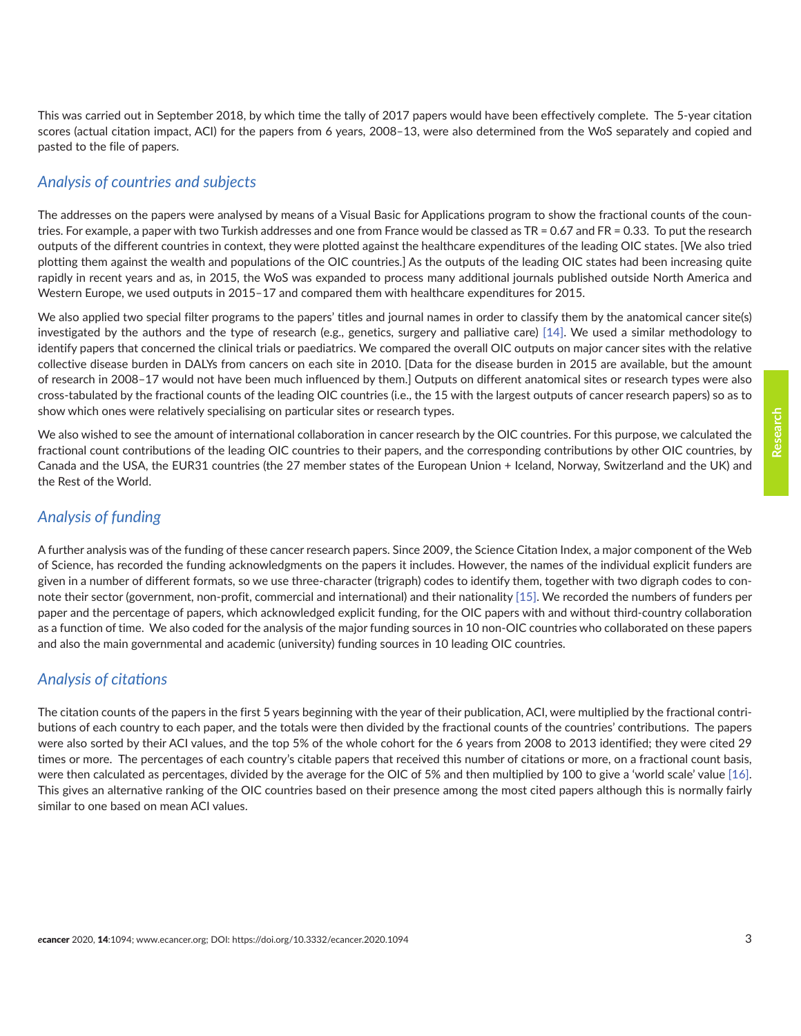This was carried out in September 2018, by which time the tally of 2017 papers would have been effectively complete. The 5-year citation scores (actual citation impact, ACI) for the papers from 6 years, 2008–13, were also determined from the WoS separately and copied and pasted to the file of papers.

### *Analysis of countries and subjects*

The addresses on the papers were analysed by means of a Visual Basic for Applications program to show the fractional counts of the countries. For example, a paper with two Turkish addresses and one from France would be classed as TR = 0.67 and FR = 0.33. To put the research outputs of the different countries in context, they were plotted against the healthcare expenditures of the leading OIC states. [We also tried plotting them against the wealth and populations of the OIC countries.] As the outputs of the leading OIC states had been increasing quite rapidly in recent years and as, in 2015, the WoS was expanded to process many additional journals published outside North America and Western Europe, we used outputs in 2015–17 and compared them with healthcare expenditures for 2015.

We also applied two special filter programs to the papers' titles and journal names in order to classify them by the anatomical cancer site(s) investigated by the authors and the type of research (e.g., genetics, surgery and palliative care) [14]. We used a similar methodology to identify papers that concerned the clinical trials or paediatrics. We compared the overall OIC outputs on major cancer sites with the relative collective disease burden in DALYs from cancers on each site in 2010. [Data for the disease burden in 2015 are available, but the amount of research in 2008–17 would not have been much influenced by them.] Outputs on different anatomical sites or research types were also cross-tabulated by the fractional counts of the leading OIC countries (i.e., the 15 with the largest outputs of cancer research papers) so as to show which ones were relatively specialising on particular sites or research types.

We also wished to see the amount of international collaboration in cancer research by the OIC countries. For this purpose, we calculated the fractional count contributions of the leading OIC countries to their papers, and the corresponding contributions by other OIC countries, by Canada and the USA, the EUR31 countries (the 27 member states of the European Union + Iceland, Norway, Switzerland and the UK) and the Rest of the World.

### *Analysis of funding*

A further analysis was of the funding of these cancer research papers. Since 2009, the Science Citation Index, a major component of the Web of Science, has recorded the funding acknowledgments on the papers it includes. However, the names of the individual explicit funders are given in a number of different formats, so we use three-character (trigraph) codes to identify them, together with two digraph codes to connote their sector (government, non-profit, commercial and international) and their nationality [15]. We recorded the numbers of funders per paper and the percentage of papers, which acknowledged explicit funding, for the OIC papers with and without third-country collaboration as a function of time. We also coded for the analysis of the major funding sources in 10 non-OIC countries who collaborated on these papers and also the main governmental and academic (university) funding sources in 10 leading OIC countries.

### *Analysis of citations*

The citation counts of the papers in the first 5 years beginning with the year of their publication, ACI, were multiplied by the fractional contributions of each country to each paper, and the totals were then divided by the fractional counts of the countries' contributions. The papers were also sorted by their ACI values, and the top 5% of the whole cohort for the 6 years from 2008 to 2013 identified; they were cited 29 times or more. The percentages of each country's citable papers that received this number of citations or more, on a fractional count basis, were then calculated as percentages, divided by the average for the OIC of 5% and then multiplied by 100 to give a 'world scale' value [16]. This gives an alternative ranking of the OIC countries based on their presence among the most cited papers although this is normally fairly similar to one based on mean ACI values.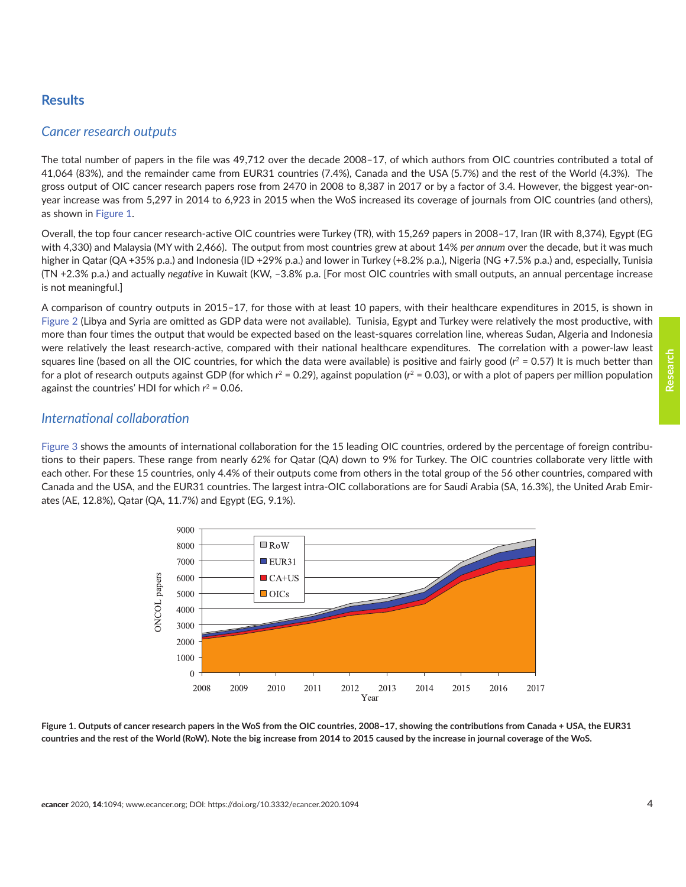## Results

### *Cancer research outputs*

The total number of papers in the file was 49,712 over the decade 2008–17, of which authors from OIC countries contributed a total of 41,064 (83%), and the remainder came from EUR31 countries (7.4%), Canada and the USA (5.7%) and the rest of the World (4.3%). The gross output of OIC cancer research papers rose from 2470 in 2008 to 8,387 in 2017 or by a factor of 3.4. However, the biggest year-on-year increase was from 5,297 in 2014 to 6,923 in 2015 when the WoS increased its coverage of journals from OIC countries (and others), as shown in Figure 1.

Overall, the top four cancer research-active OIC countries were Turkey (TR), with 15,269 papers in 2008–17, Iran (IR with 8,374), Egypt (EG with 4,330) and Malaysia (MY with 2,466). The output from most countries grew at about 14% *per annum* over the decade, but it was much higher in Qatar (QA +35% p.a.) and Indonesia (ID +29% p.a.) and lower in Turkey (+8.2% p.a.), Nigeria (NG +7.5% p.a.) and, especially, Tunisia (TN +2.3% p.a.) and actually *negative* in Kuwait (KW, –3.8% p.a. [For most OIC countries with small outputs, an annual percentage increase is not meaningful.]

A comparison of country outputs in 2015–17, for those with at least 10 papers, with their healthcare expenditures in 2015, is shown in Figure 2 (Libya and Syria are omitted as GDP data were not available). Tunisia, Egypt and Turkey were relatively the most productive, with more than four times the output that would be expected based on the least-squares correlation line, whereas Sudan, Algeria and Indonesia were relatively the least research-active, compared with their national healthcare expenditures. The correlation with a power-law least squares line (based on all the OIC countries, for which the data were available) is positive and fairly good ($r^2$ = 0.57) It is much better than for a plot of research outputs against GDP (for which $r^2$ = 0.29), against population ($r^2$ = 0.03), or with a plot of papers per million population against the countries' HDI for which $r^2$ = 0.06.

### *International collaboration*

Figure 3 shows the amounts of international collaboration for the 15 leading OIC countries, ordered by the percentage of foreign contributions to their papers. These range from nearly 62% for Qatar (QA) down to 9% for Turkey. The OIC countries collaborate very little with each other. For these 15 countries, only 4.4% of their outputs come from others in the total group of the 56 other countries, compared with Canada and the USA, and the EUR31 countries. The largest intra-OIC collaborations are for Saudi Arabia (SA, 16.3%), the United Arab Emirates (AE, 12.8%), Qatar (QA, 11.7%) and Egypt (EG, 9.1%).

**Figure 1. Outputs of cancer research papers in the WoS from the OIC countries, 2008–17, showing the contributions from Canada + USA, the EUR31 countries and the rest of the World (RoW). Note the big increase from 2014 to 2015 caused by the increase in journal coverage of the WoS.**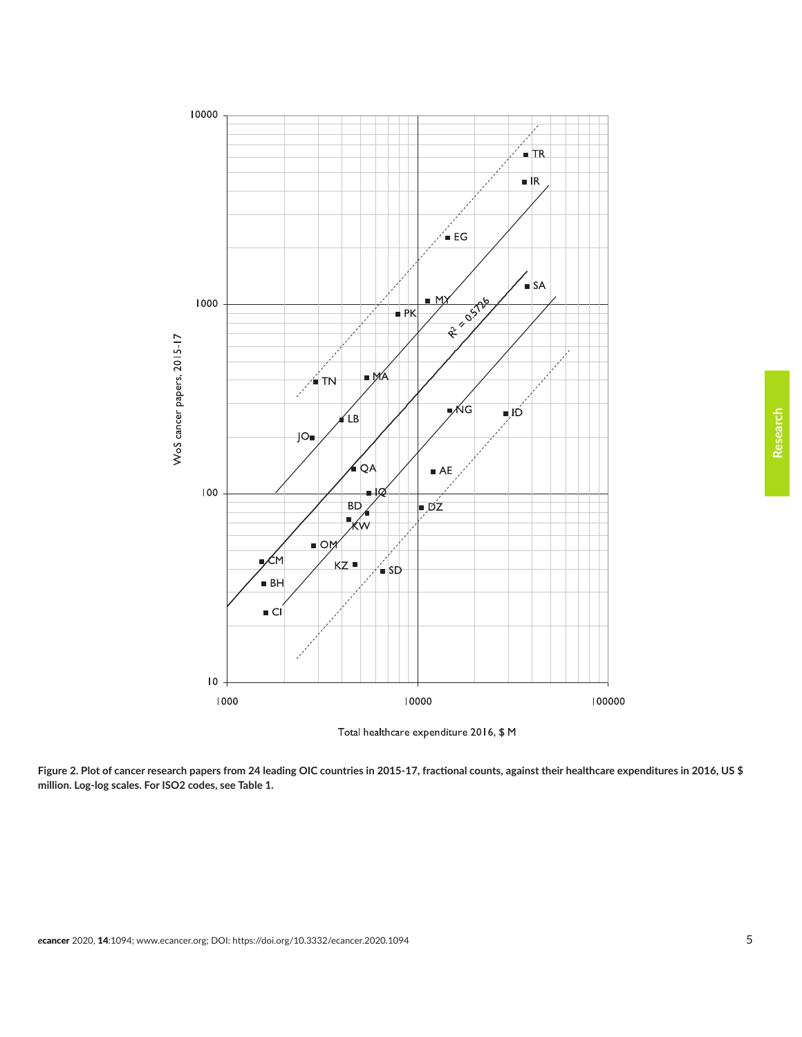Figure 2. Plot of cancer research papers from 24 leading OIC countries in 2015-17, fractional counts, against their healthcare expenditures in 2016, US $ million. Log-log scales. For ISO2 codes, see Table 1.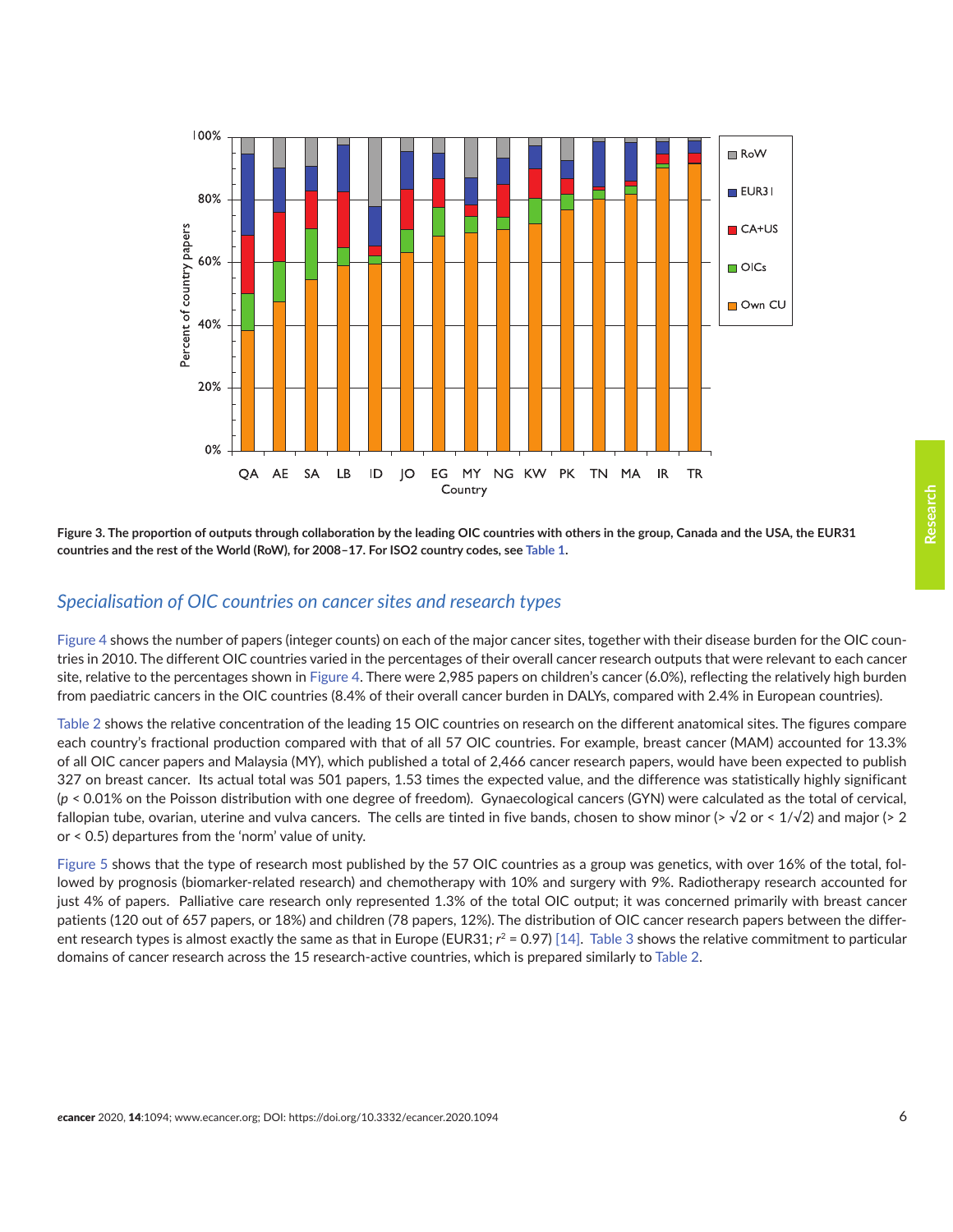**Figure 3. The proportion of outputs through collaboration by the leading OIC countries with others in the group, Canada and the USA, the EUR31 countries and the rest of the World (RoW), for 2008–17. For ISO2 country codes, see Table 1.**

## *Specialisation of OIC countries on cancer sites and research types*

Figure 4 shows the number of papers (integer counts) on each of the major cancer sites, together with their disease burden for the OIC countries in 2010. The different OIC countries varied in the percentages of their overall cancer research outputs that were relevant to each cancer site, relative to the percentages shown in Figure 4. There were 2,985 papers on children's cancer (6.0%), reflecting the relatively high burden from paediatric cancers in the OIC countries (8.4% of their overall cancer burden in DALYs, compared with 2.4% in European countries).

Table 2 shows the relative concentration of the leading 15 OIC countries on research on the different anatomical sites. The figures compare each country's fractional production compared with that of all 57 OIC countries. For example, breast cancer (MAM) accounted for 13.3% of all OIC cancer papers and Malaysia (MY), which published a total of 2,466 cancer research papers, would have been expected to publish 327 on breast cancer. Its actual total was 501 papers, 1.53 times the expected value, and the difference was statistically highly significant ($p$ < 0.01% on the Poisson distribution with one degree of freedom). Gynaecological cancers (GYN) were calculated as the total of cervical, fallopian tube, ovarian, uterine and vulva cancers. The cells are tinted in five bands, chosen to show minor (> $\sqrt{2}$ or < $1/\sqrt{2}$) and major (> 2 or < 0.5) departures from the 'norm' value of unity.

Figure 5 shows that the type of research most published by the 57 OIC countries as a group was genetics, with over 16% of the total, followed by prognosis (biomarker-related research) and chemotherapy with 10% and surgery with 9%. Radiotherapy research accounted for just 4% of papers. Palliative care research only represented 1.3% of the total OIC output; it was concerned primarily with breast cancer patients (120 out of 657 papers, or 18%) and children (78 papers, 12%). The distribution of OIC cancer research papers between the different research types is almost exactly the same as that in Europe (EUR31; $r^2$ = 0.97) [14]. Table 3 shows the relative commitment to particular domains of cancer research across the 15 research-active countries, which is prepared similarly to Table 2.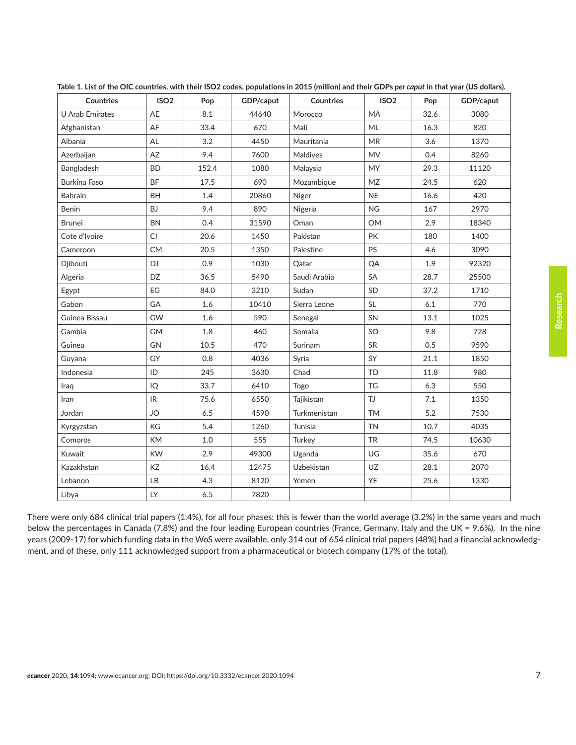**Table 1. List of the OIC countries, with their ISO2 codes, populations in 2015 (million) and their GDPs *per caput* in that year (US dollars).**

| Countries | ISO2 | Pop | GDP/caput | Countries | ISO2 | Pop | GDP/caput |
|---|---|---|---|---|---|---|---|
| U Arab Emirates | AE | 8.1 | 44640 | Morocco | MA | 32.6 | 3080 |
| Afghanistan | AF | 33.4 | 670 | Mali | ML | 16.3 | 820 |
| Albania | AL | 3.2 | 4450 | Mauritania | MR | 3.6 | 1370 |
| Azerbaijan | AZ | 9.4 | 7600 | Maldives | MV | 0.4 | 8260 |
| Bangladesh | BD | 152.4 | 1080 | Malaysia | MY | 29.3 | 11120 |
| Burkina Faso | BF | 17.5 | 690 | Mozambique | MZ | 24.5 | 620 |
| Bahrain | BH | 1.4 | 20860 | Niger | NE | 16.6 | 420 |
| Benin | BJ | 9.4 | 890 | Nigeria | NG | 167 | 2970 |
| Brunei | BN | 0.4 | 31590 | Oman | OM | 2.9 | 18340 |
| Cote d'Ivoire | CI | 20.6 | 1450 | Pakistan | PK | 180 | 1400 |
| Cameroon | CM | 20.5 | 1350 | Palestine | PS | 4.6 | 3090 |
| Djibouti | DJ | 0.9 | 1030 | Qatar | QA | 1.9 | 92320 |
| Algeria | DZ | 36.5 | 5490 | Saudi Arabia | SA | 28.7 | 25500 |
| Egypt | EG | 84.0 | 3210 | Sudan | SD | 37.2 | 1710 |
| Gabon | GA | 1.6 | 10410 | Sierra Leone | SL | 6.1 | 770 |
| Guinea Bissau | GW | 1.6 | 590 | Senegal | SN | 13.1 | 1025 |
| Gambia | GM | 1.8 | 460 | Somalia | SO | 9.8 | 728 |
| Guinea | GN | 10.5 | 470 | Surinam | SR | 0.5 | 9590 |
| Guyana | GY | 0.8 | 4036 | Syria | SY | 21.1 | 1850 |
| Indonesia | ID | 245 | 3630 | Chad | TD | 11.8 | 980 |
| Iraq | IQ | 33.7 | 6410 | Togo | TG | 6.3 | 550 |
| Iran | IR | 75.6 | 6550 | Tajikistan | TJ | 7.1 | 1350 |
| Jordan | JO | 6.5 | 4590 | Turkmenistan | TM | 5.2 | 7530 |
| Kyrgyzstan | KG | 5.4 | 1260 | Tunisia | TN | 10.7 | 4035 |
| Comoros | KM | 1.0 | 555 | Turkey | TR | 74.5 | 10630 |
| Kuwait | KW | 2.9 | 49300 | Uganda | UG | 35.6 | 670 |
| Kazakhstan | KZ | 16.4 | 12475 | Uzbekistan | UZ | 28.1 | 2070 |
| Lebanon | LB | 4.3 | 8120 | Yemen | YE | 25.6 | 1330 |
| Libya | LY | 6.5 | 7820 | | | | |

There were only 684 clinical trial papers (1.4%), for all four phases: this is fewer than the world average (3.2%) in the same years and much below the percentages in Canada (7.8%) and the four leading European countries (France, Germany, Italy and the UK = 9.6%). In the nine years (2009-17) for which funding data in the WoS were available, only 314 out of 654 clinical trial papers (48%) had a financial acknowledgment, and of these, only 111 acknowledged support from a pharmaceutical or biotech company (17% of the total).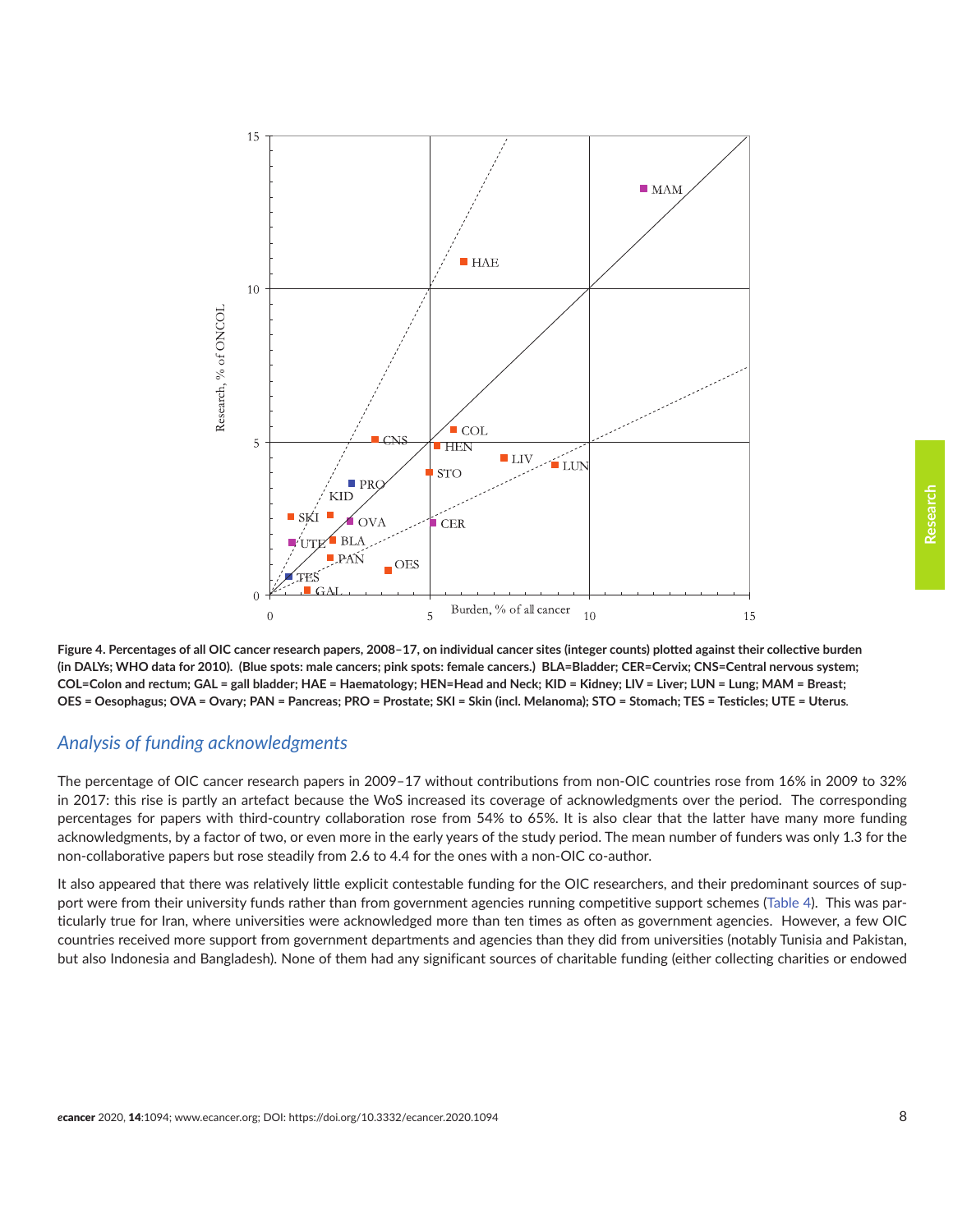**Figure 4. Percentages of all OIC cancer research papers, 2008–17, on individual cancer sites (integer counts) plotted against their collective burden (in DALYs; WHO data for 2010). (Blue spots: male cancers; pink spots: female cancers.) BLA=Bladder; CER=Cervix; CNS=Central nervous system; COL=Colon and rectum; GAL = gall bladder; HAE = Haematology; HEN=Head and Neck; KID = Kidney; LIV = Liver; LUN = Lung; MAM = Breast; OES = Oesophagus; OVA = Ovary; PAN = Pancreas; PRO = Prostate; SKI = Skin (incl. Melanoma); STO = Stomach; TES = Testicles; UTE = Uterus.**

## *Analysis of funding acknowledgments*

The percentage of OIC cancer research papers in 2009–17 without contributions from non-OIC countries rose from 16% in 2009 to 32% in 2017: this rise is partly an artefact because the WoS increased its coverage of acknowledgments over the period. The corresponding percentages for papers with third-country collaboration rose from 54% to 65%. It is also clear that the latter have many more funding acknowledgments, by a factor of two, or even more in the early years of the study period. The mean number of funders was only 1.3 for the non-collaborative papers but rose steadily from 2.6 to 4.4 for the ones with a non-OIC co-author.

It also appeared that there was relatively little explicit contestable funding for the OIC researchers, and their predominant sources of support were from their university funds rather than from government agencies running competitive support schemes (Table 4). This was particularly true for Iran, where universities were acknowledged more than ten times as often as government agencies. However, a few OIC countries received more support from government departments and agencies than they did from universities (notably Tunisia and Pakistan, but also Indonesia and Bangladesh). None of them had any significant sources of charitable funding (either collecting charities or endowed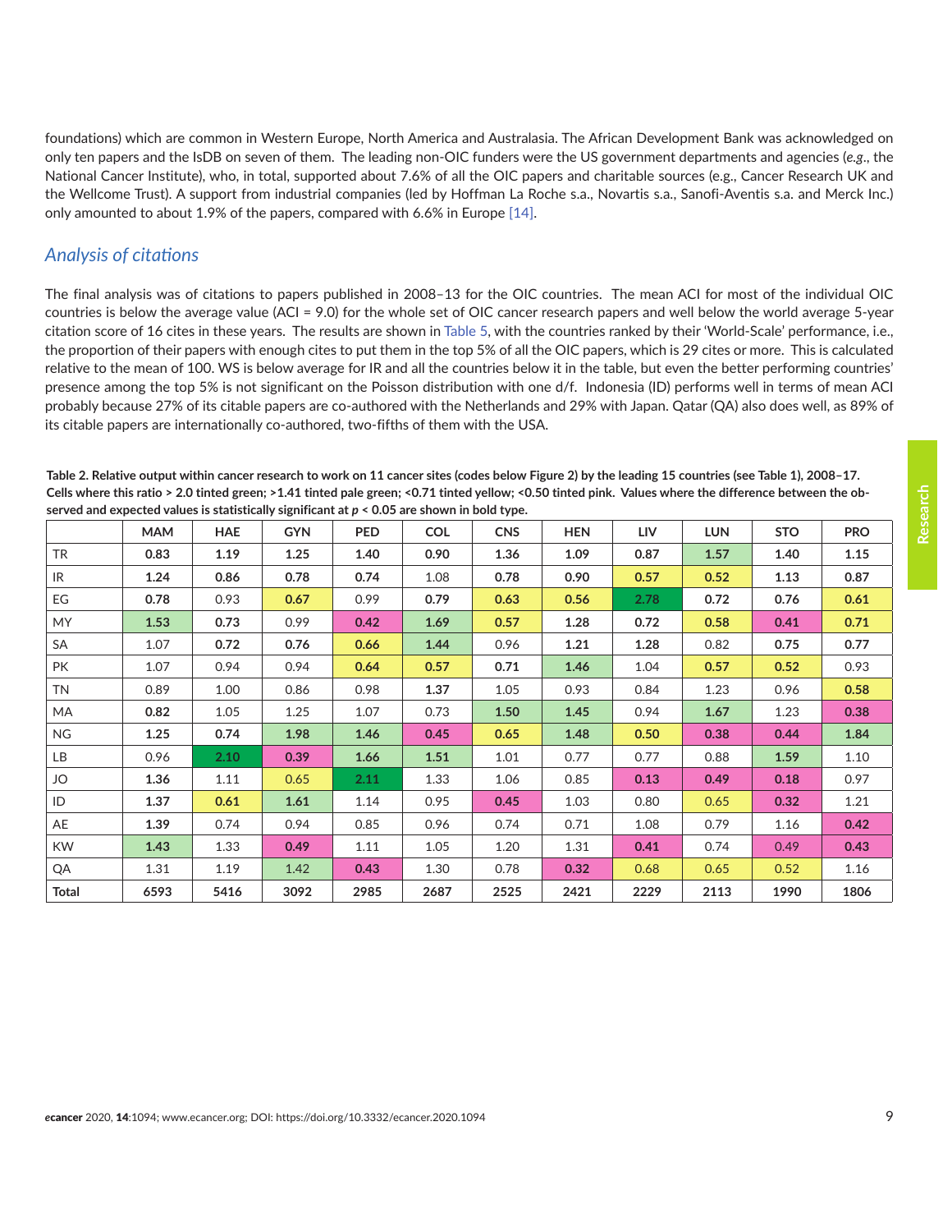foundations) which are common in Western Europe, North America and Australasia. The African Development Bank was acknowledged on only ten papers and the IsDB on seven of them. The leading non-OIC funders were the US government departments and agencies (*e.g.*, the National Cancer Institute), who, in total, supported about 7.6% of all the OIC papers and charitable sources (e.g., Cancer Research UK and the Wellcome Trust). A support from industrial companies (led by Hoffman La Roche s.a., Novartis s.a., Sanofi-Aventis s.a. and Merck Inc.) only amounted to about 1.9% of the papers, compared with 6.6% in Europe [14].

## *Analysis of citations*

The final analysis was of citations to papers published in 2008–13 for the OIC countries. The mean ACI for most of the individual OIC countries is below the average value (ACI = 9.0) for the whole set of OIC cancer research papers and well below the world average 5-year citation score of 16 cites in these years. The results are shown in Table 5, with the countries ranked by their 'World-Scale' performance, i.e., the proportion of their papers with enough cites to put them in the top 5% of all the OIC papers, which is 29 cites or more. This is calculated relative to the mean of 100. WS is below average for IR and all the countries below it in the table, but even the better performing countries' presence among the top 5% is not significant on the Poisson distribution with one d/f. Indonesia (ID) performs well in terms of mean ACI probably because 27% of its citable papers are co-authored with the Netherlands and 29% with Japan. Qatar (QA) also does well, as 89% of its citable papers are internationally co-authored, two-fifths of them with the USA.

**Table 2. Relative output within cancer research to work on 11 cancer sites (codes below Figure 2) by the leading 15 countries (see Table 1), 2008–17. Cells where this ratio > 2.0 tinted green; >1.41 tinted pale green; <0.71 tinted yellow; <0.50 tinted pink. Values where the difference between the observed and expected values is statistically significant at $p$ < 0.05 are shown in bold type.**

| | MAM | HAE | GYN | PED | COL | CNS | HEN | LIV | LUN | STO | PRO |
|---|---|---|---|---|---|---|---|---|---|---|---|
| TR | **0.83** | **1.19** | **1.25** | **1.40** | **0.90** | **1.36** | **1.09** | **0.87** | **1.57** | **1.40** | **1.15** |
| IR | **1.24** | **0.86** | **0.78** | **0.74** | 1.08 | **0.78** | **0.90** | **0.57** | **0.52** | **1.13** | **0.87** |
| EG | **0.78** | 0.93 | **0.67** | 0.99 | **0.79** | **0.63** | **0.56** | **2.78** | **0.72** | **0.76** | **0.61** |
| MY | **1.53** | **0.73** | 0.99 | **0.42** | **1.69** | **0.57** | **1.28** | **0.72** | **0.58** | **0.41** | **0.71** |
| SA | 1.07 | **0.72** | **0.76** | **0.66** | **1.44** | 0.96 | **1.21** | **1.28** | 0.82 | **0.75** | **0.77** |
| PK | 1.07 | 0.94 | 0.94 | **0.64** | **0.57** | **0.71** | **1.46** | 1.04 | **0.57** | **0.52** | 0.93 |
| TN | 0.89 | 1.00 | 0.86 | 0.98 | **1.37** | 1.05 | 0.93 | 0.84 | 1.23 | 0.96 | **0.58** |
| MA | **0.82** | 1.05 | 1.25 | 1.07 | 0.73 | **1.50** | **1.45** | 0.94 | **1.67** | 1.23 | **0.38** |
| NG | **1.25** | **0.74** | **1.98** | **1.46** | **0.45** | **0.65** | **1.48** | **0.50** | **0.38** | **0.44** | **1.84** |
| LB | 0.96 | **2.10** | **0.39** | **1.66** | **1.51** | 1.01 | 0.77 | 0.77 | 0.88 | **1.59** | 1.10 |
| JO | **1.36** | 1.11 | 0.65 | **2.11** | 1.33 | 1.06 | 0.85 | **0.13** | **0.49** | **0.18** | 0.97 |
| ID | **1.37** | **0.61** | **1.61** | 1.14 | 0.95 | **0.45** | 1.03 | 0.80 | 0.65 | **0.32** | 1.21 |
| AE | **1.39** | 0.74 | 0.94 | 0.85 | 0.96 | 0.74 | 0.71 | 1.08 | 0.79 | 1.16 | **0.42** |
| KW | **1.43** | 1.33 | **0.49** | 1.11 | 1.05 | 1.20 | 1.31 | **0.41** | 0.74 | 0.49 | **0.43** |
| QA | 1.31 | 1.19 | 1.42 | **0.43** | 1.30 | 0.78 | **0.32** | 0.68 | 0.65 | 0.52 | 1.16 |
| **Total** | **6593** | **5416** | **3092** | **2985** | **2687** | **2525** | **2421** | **2229** | **2113** | **1990** | **1806** |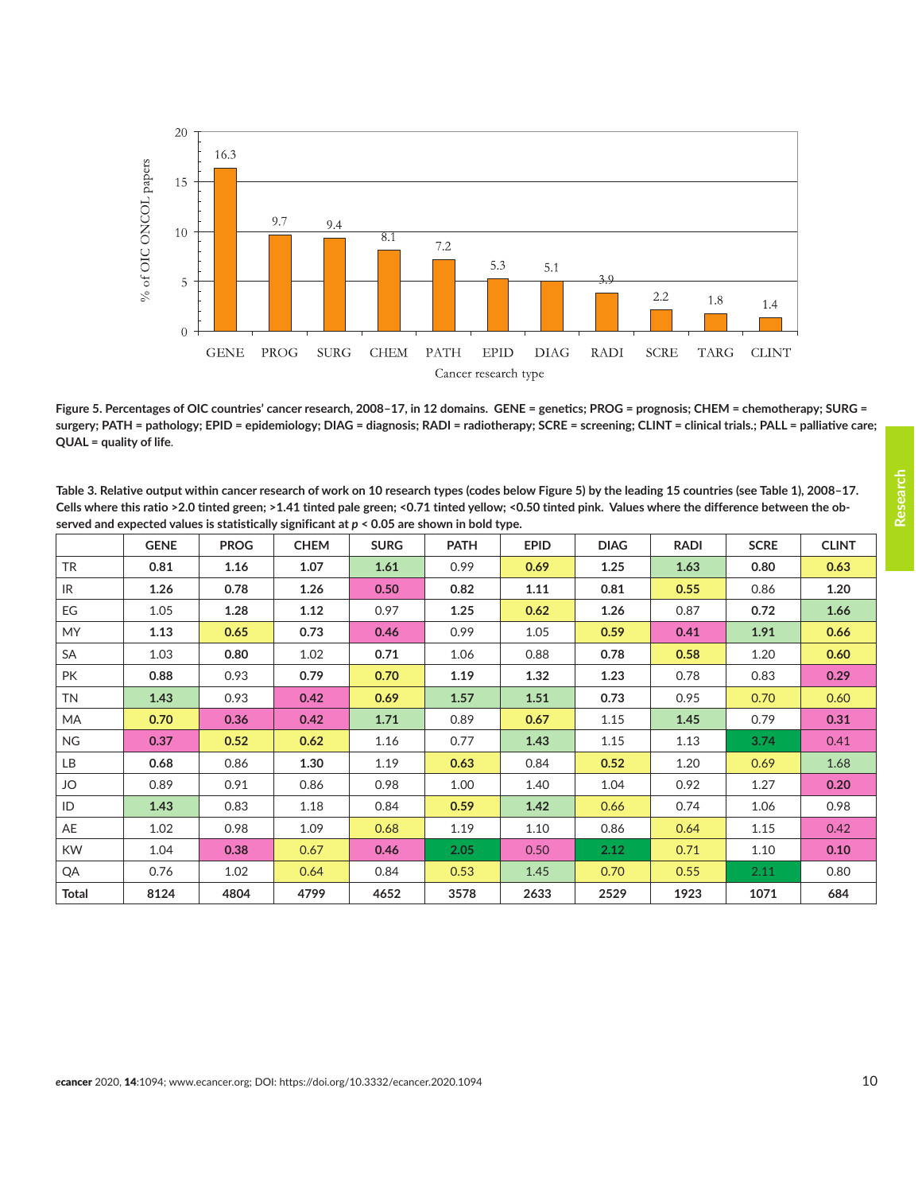Figure 5. Percentages of OIC countries' cancer research, 2008–17, in 12 domains. GENE = genetics; PROG = prognosis; CHEM = chemotherapy; SURG = surgery; PATH = pathology; EPID = epidemiology; DIAG = diagnosis; RADI = radiotherapy; SCRE = screening; CLINT = clinical trials.; PALL = palliative care; QUAL = quality of life.

**Table 3. Relative output within cancer research of work on 10 research types (codes below Figure 5) by the leading 15 countries (see Table 1), 2008–17. Cells where this ratio >2.0 tinted green; >1.41 tinted pale green; <0.71 tinted yellow; <0.50 tinted pink. Values where the difference between the observed and expected values is statistically significant at $p < 0.05$ are shown in bold type.**

| | GENE | PROG | CHEM | SURG | PATH | EPID | DIAG | RADI | SCRE | CLINT |
|---|---|---|---|---|---|---|---|---|---|---|
| TR | **0.81** | **1.16** | **1.07** | **1.61** | 0.99 | **0.69** | **1.25** | **1.63** | **0.80** | **0.63** |
| IR | **1.26** | **0.78** | **1.26** | **0.50** | **0.82** | **1.11** | **0.81** | **0.55** | 0.86 | **1.20** |
| EG | 1.05 | **1.28** | **1.12** | 0.97 | **1.25** | **0.62** | **1.26** | 0.87 | **0.72** | **1.66** |
| MY | **1.13** | **0.65** | **0.73** | **0.46** | 0.99 | 1.05 | **0.59** | **0.41** | **1.91** | **0.66** |
| SA | 1.03 | **0.80** | 1.02 | **0.71** | 1.06 | 0.88 | **0.78** | **0.58** | 1.20 | **0.60** |
| PK | **0.88** | 0.93 | **0.79** | **0.70** | **1.19** | **1.32** | **1.23** | 0.78 | 0.83 | **0.29** |
| TN | **1.43** | 0.93 | **0.42** | **0.69** | **1.57** | **1.51** | **0.73** | 0.95 | **0.70** | 0.60 |
| MA | **0.70** | **0.36** | **0.42** | **1.71** | 0.89 | **0.67** | 1.15 | **1.45** | 0.79 | **0.31** |
| NG | **0.37** | **0.52** | **0.62** | 1.16 | 0.77 | **1.43** | 1.15 | 1.13 | **3.74** | 0.41 |
| LB | **0.68** | 0.86 | **1.30** | 1.19 | **0.63** | 0.84 | **0.52** | 1.20 | 0.69 | 1.68 |
| JO | 0.89 | 0.91 | 0.86 | 0.98 | 1.00 | 1.40 | 1.04 | 0.92 | 1.27 | **0.20** |
| ID | **1.43** | 0.83 | 1.18 | 0.84 | **0.59** | **1.42** | 0.66 | 0.74 | 1.06 | 0.98 |
| AE | 1.02 | 0.98 | 1.09 | 0.68 | 1.19 | 1.10 | 0.86 | 0.64 | 1.15 | 0.42 |
| KW | 1.04 | **0.38** | 0.67 | **0.46** | 2.05 | 0.50 | 2.12 | 0.71 | 1.10 | **0.10** |
| QA | 0.76 | 1.02 | 0.64 | 0.84 | 0.53 | 1.45 | 0.70 | 0.55 | 2.11 | 0.80 |
| **Total** | **8124** | **4804** | **4799** | **4652** | **3578** | **2633** | **2529** | **1923** | **1071** | **684** |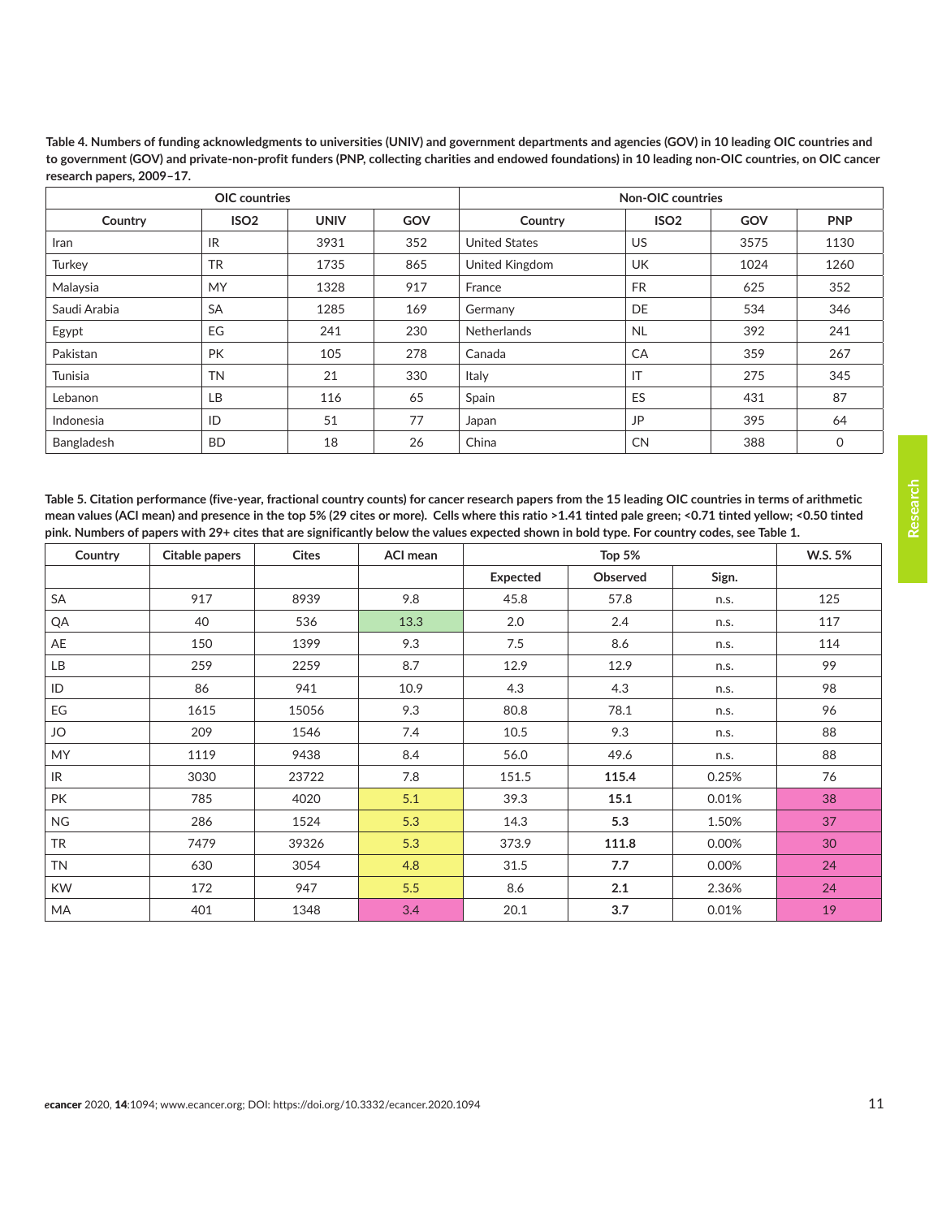**Table 4. Numbers of funding acknowledgments to universities (UNIV) and government departments and agencies (GOV) in 10 leading OIC countries and to government (GOV) and private-non-profit funders (PNP, collecting charities and endowed foundations) in 10 leading non-OIC countries, on OIC cancer research papers, 2009–17.**

| OIC countries | | | | Non-OIC countries | | | |
|---|---|---|---|---|---|---|---|
| Country | ISO2 | UNIV | GOV | Country | ISO2 | GOV | PNP |
| Iran | IR | 3931 | 352 | United States | US | 3575 | 1130 |
| Turkey | TR | 1735 | 865 | United Kingdom | UK | 1024 | 1260 |
| Malaysia | MY | 1328 | 917 | France | FR | 625 | 352 |
| Saudi Arabia | SA | 1285 | 169 | Germany | DE | 534 | 346 |
| Egypt | EG | 241 | 230 | Netherlands | NL | 392 | 241 |
| Pakistan | PK | 105 | 278 | Canada | CA | 359 | 267 |
| Tunisia | TN | 21 | 330 | Italy | IT | 275 | 345 |
| Lebanon | LB | 116 | 65 | Spain | ES | 431 | 87 |
| Indonesia | ID | 51 | 77 | Japan | JP | 395 | 64 |
| Bangladesh | BD | 18 | 26 | China | CN | 388 | 0 |

**Table 5. Citation performance (five-year, fractional country counts) for cancer research papers from the 15 leading OIC countries in terms of arithmetic mean values (ACI mean) and presence in the top 5% (29 cites or more). Cells where this ratio >1.41 tinted pale green; <0.71 tinted yellow; <0.50 tinted pink. Numbers of papers with 29+ cites that are significantly below the values expected shown in bold type. For country codes, see Table 1.**

| Country | Citable papers | Cites | ACI mean | Top 5% | | | W.S. 5% |
|---|---|---|---|---|---|---|---|
| | | | | Expected | Observed | Sign. | |
| SA | 917 | 8939 | 9.8 | 45.8 | 57.8 | n.s. | 125 |
| QA | 40 | 536 | 13.3 | 2.0 | 2.4 | n.s. | 117 |
| AE | 150 | 1399 | 9.3 | 7.5 | 8.6 | n.s. | 114 |
| LB | 259 | 2259 | 8.7 | 12.9 | 12.9 | n.s. | 99 |
| ID | 86 | 941 | 10.9 | 4.3 | 4.3 | n.s. | 98 |
| EG | 1615 | 15056 | 9.3 | 80.8 | 78.1 | n.s. | 96 |
| JO | 209 | 1546 | 7.4 | 10.5 | 9.3 | n.s. | 88 |
| MY | 1119 | 9438 | 8.4 | 56.0 | 49.6 | n.s. | 88 |
| IR | 3030 | 23722 | 7.8 | 151.5 | **115.4** | 0.25% | 76 |
| PK | 785 | 4020 | 5.1 | 39.3 | **15.1** | 0.01% | 38 |
| NG | 286 | 1524 | 5.3 | 14.3 | **5.3** | 1.50% | 37 |
| TR | 7479 | 39326 | 5.3 | 373.9 | **111.8** | 0.00% | 30 |
| TN | 630 | 3054 | 4.8 | 31.5 | **7.7** | 0.00% | 24 |
| KW | 172 | 947 | 5.5 | 8.6 | **2.1** | 2.36% | 24 |
| MA | 401 | 1348 | 3.4 | 20.1 | **3.7** | 0.01% | 19 |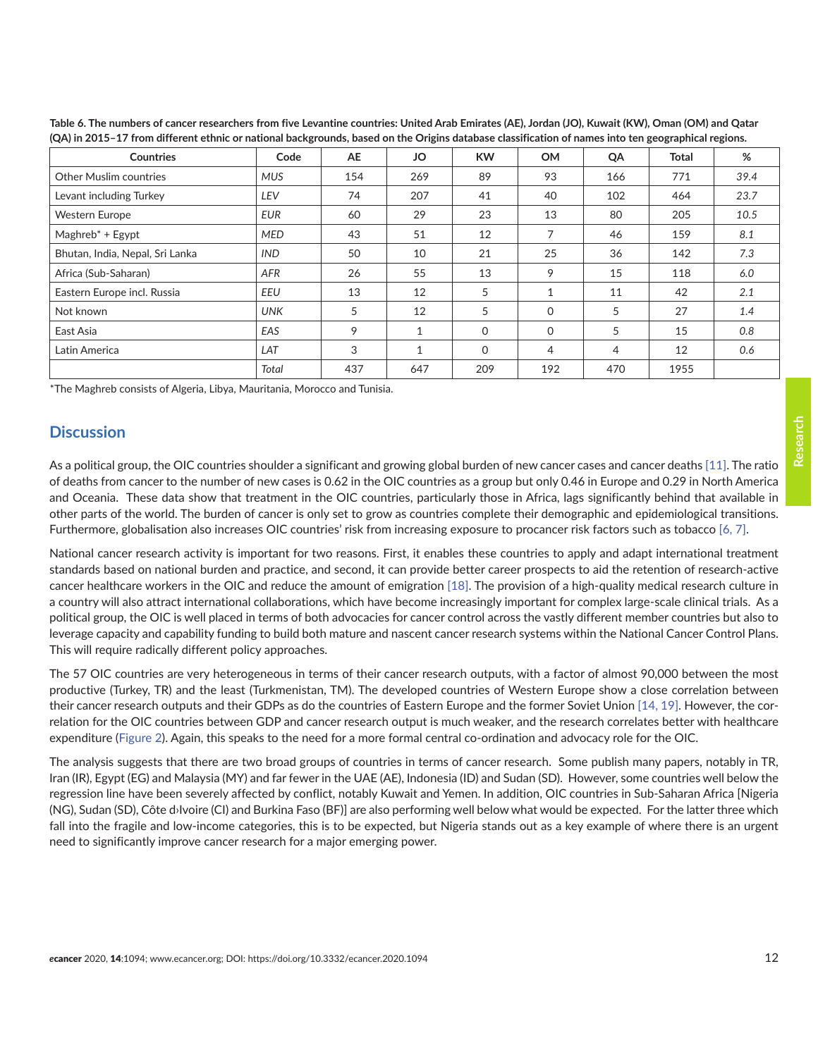**Table 6. The numbers of cancer researchers from five Levantine countries: United Arab Emirates (AE), Jordan (JO), Kuwait (KW), Oman (OM) and Qatar (QA) in 2015–17 from different ethnic or national backgrounds, based on the Origins database classification of names into ten geographical regions.**

| Countries | Code | AE | JO | KW | OM | QA | Total | % |
|---|---|---|---|---|---|---|---|---|
| Other Muslim countries | *MUS* | 154 | 269 | 89 | 93 | 166 | 771 | *39.4* |
| Levant including Turkey | *LEV* | 74 | 207 | 41 | 40 | 102 | 464 | *23.7* |
| Western Europe | *EUR* | 60 | 29 | 23 | 13 | 80 | 205 | *10.5* |
| Maghreb* + Egypt | *MED* | 43 | 51 | 12 | 7 | 46 | 159 | *8.1* |
| Bhutan, India, Nepal, Sri Lanka | *IND* | 50 | 10 | 21 | 25 | 36 | 142 | *7.3* |
| Africa (Sub-Saharan) | *AFR* | 26 | 55 | 13 | 9 | 15 | 118 | *6.0* |
| Eastern Europe incl. Russia | *EEU* | 13 | 12 | 5 | 1 | 11 | 42 | *2.1* |
| Not known | *UNK* | 5 | 12 | 5 | 0 | 5 | 27 | *1.4* |
| East Asia | *EAS* | 9 | 1 | 0 | 0 | 5 | 15 | *0.8* |
| Latin America | *LAT* | 3 | 1 | 0 | 4 | 4 | 12 | *0.6* |
| | *Total* | 437 | 647 | 209 | 192 | 470 | 1955 | |

*The Maghreb consists of Algeria, Libya, Mauritania, Morocco and Tunisia.

## Discussion

As a political group, the OIC countries shoulder a significant and growing global burden of new cancer cases and cancer deaths [11]. The ratio of deaths from cancer to the number of new cases is 0.62 in the OIC countries as a group but only 0.46 in Europe and 0.29 in North America and Oceania. These data show that treatment in the OIC countries, particularly those in Africa, lags significantly behind that available in other parts of the world. The burden of cancer is only set to grow as countries complete their demographic and epidemiological transitions. Furthermore, globalisation also increases OIC countries' risk from increasing exposure to procancer risk factors such as tobacco [6, 7].

National cancer research activity is important for two reasons. First, it enables these countries to apply and adapt international treatment standards based on national burden and practice, and second, it can provide better career prospects to aid the retention of research-active cancer healthcare workers in the OIC and reduce the amount of emigration [18]. The provision of a high-quality medical research culture in a country will also attract international collaborations, which have become increasingly important for complex large-scale clinical trials. As a political group, the OIC is well placed in terms of both advocacies for cancer control across the vastly different member countries but also to leverage capacity and capability funding to build both mature and nascent cancer research systems within the National Cancer Control Plans. This will require radically different policy approaches.

The 57 OIC countries are very heterogeneous in terms of their cancer research outputs, with a factor of almost 90,000 between the most productive (Turkey, TR) and the least (Turkmenistan, TM). The developed countries of Western Europe show a close correlation between their cancer research outputs and their GDPs as do the countries of Eastern Europe and the former Soviet Union [14, 19]. However, the correlation for the OIC countries between GDP and cancer research output is much weaker, and the research correlates better with healthcare expenditure (Figure 2). Again, this speaks to the need for a more formal central co-ordination and advocacy role for the OIC.

The analysis suggests that there are two broad groups of countries in terms of cancer research. Some publish many papers, notably in TR, Iran (IR), Egypt (EG) and Malaysia (MY) and far fewer in the UAE (AE), Indonesia (ID) and Sudan (SD). However, some countries well below the regression line have been severely affected by conflict, notably Kuwait and Yemen. In addition, OIC countries in Sub-Saharan Africa [Nigeria (NG), Sudan (SD), Côte d›Ivoire (CI) and Burkina Faso (BF)] are also performing well below what would be expected. For the latter three which fall into the fragile and low-income categories, this is to be expected, but Nigeria stands out as a key example of where there is an urgent need to significantly improve cancer research for a major emerging power.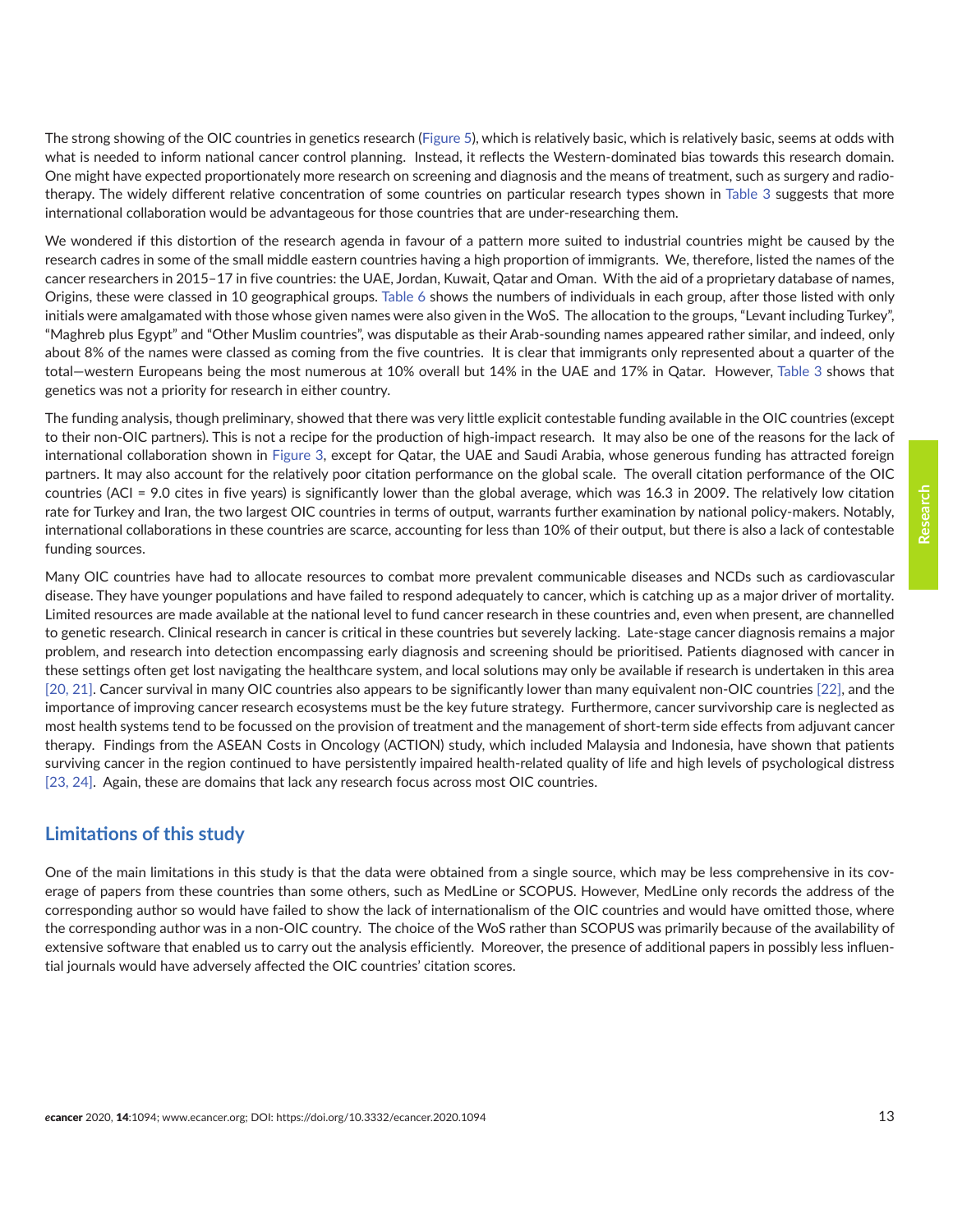The strong showing of the OIC countries in genetics research (Figure 5), which is relatively basic, which is relatively basic, seems at odds with what is needed to inform national cancer control planning. Instead, it reflects the Western-dominated bias towards this research domain. One might have expected proportionately more research on screening and diagnosis and the means of treatment, such as surgery and radiotherapy. The widely different relative concentration of some countries on particular research types shown in Table 3 suggests that more international collaboration would be advantageous for those countries that are under-researching them.

We wondered if this distortion of the research agenda in favour of a pattern more suited to industrial countries might be caused by the research cadres in some of the small middle eastern countries having a high proportion of immigrants. We, therefore, listed the names of the cancer researchers in 2015–17 in five countries: the UAE, Jordan, Kuwait, Qatar and Oman. With the aid of a proprietary database of names, Origins, these were classed in 10 geographical groups. Table 6 shows the numbers of individuals in each group, after those listed with only initials were amalgamated with those whose given names were also given in the WoS. The allocation to the groups, "Levant including Turkey", "Maghreb plus Egypt" and "Other Muslim countries", was disputable as their Arab-sounding names appeared rather similar, and indeed, only about 8% of the names were classed as coming from the five countries. It is clear that immigrants only represented about a quarter of the total—western Europeans being the most numerous at 10% overall but 14% in the UAE and 17% in Qatar. However, Table 3 shows that genetics was not a priority for research in either country.

The funding analysis, though preliminary, showed that there was very little explicit contestable funding available in the OIC countries (except to their non-OIC partners). This is not a recipe for the production of high-impact research. It may also be one of the reasons for the lack of international collaboration shown in Figure 3, except for Qatar, the UAE and Saudi Arabia, whose generous funding has attracted foreign partners. It may also account for the relatively poor citation performance on the global scale. The overall citation performance of the OIC countries (ACI = 9.0 cites in five years) is significantly lower than the global average, which was 16.3 in 2009. The relatively low citation rate for Turkey and Iran, the two largest OIC countries in terms of output, warrants further examination by national policy-makers. Notably, international collaborations in these countries are scarce, accounting for less than 10% of their output, but there is also a lack of contestable funding sources.

Many OIC countries have had to allocate resources to combat more prevalent communicable diseases and NCDs such as cardiovascular disease. They have younger populations and have failed to respond adequately to cancer, which is catching up as a major driver of mortality. Limited resources are made available at the national level to fund cancer research in these countries and, even when present, are channelled to genetic research. Clinical research in cancer is critical in these countries but severely lacking. Late-stage cancer diagnosis remains a major problem, and research into detection encompassing early diagnosis and screening should be prioritised. Patients diagnosed with cancer in these settings often get lost navigating the healthcare system, and local solutions may only be available if research is undertaken in this area [20, 21]. Cancer survival in many OIC countries also appears to be significantly lower than many equivalent non-OIC countries [22], and the importance of improving cancer research ecosystems must be the key future strategy. Furthermore, cancer survivorship care is neglected as most health systems tend to be focussed on the provision of treatment and the management of short-term side effects from adjuvant cancer therapy. Findings from the ASEAN Costs in Oncology (ACTION) study, which included Malaysia and Indonesia, have shown that patients surviving cancer in the region continued to have persistently impaired health-related quality of life and high levels of psychological distress [23, 24]. Again, these are domains that lack any research focus across most OIC countries.

## Limitations of this study

One of the main limitations in this study is that the data were obtained from a single source, which may be less comprehensive in its coverage of papers from these countries than some others, such as MedLine or SCOPUS. However, MedLine only records the address of the corresponding author so would have failed to show the lack of internationalism of the OIC countries and would have omitted those, where the corresponding author was in a non-OIC country. The choice of the WoS rather than SCOPUS was primarily because of the availability of extensive software that enabled us to carry out the analysis efficiently. Moreover, the presence of additional papers in possibly less influential journals would have adversely affected the OIC countries' citation scores.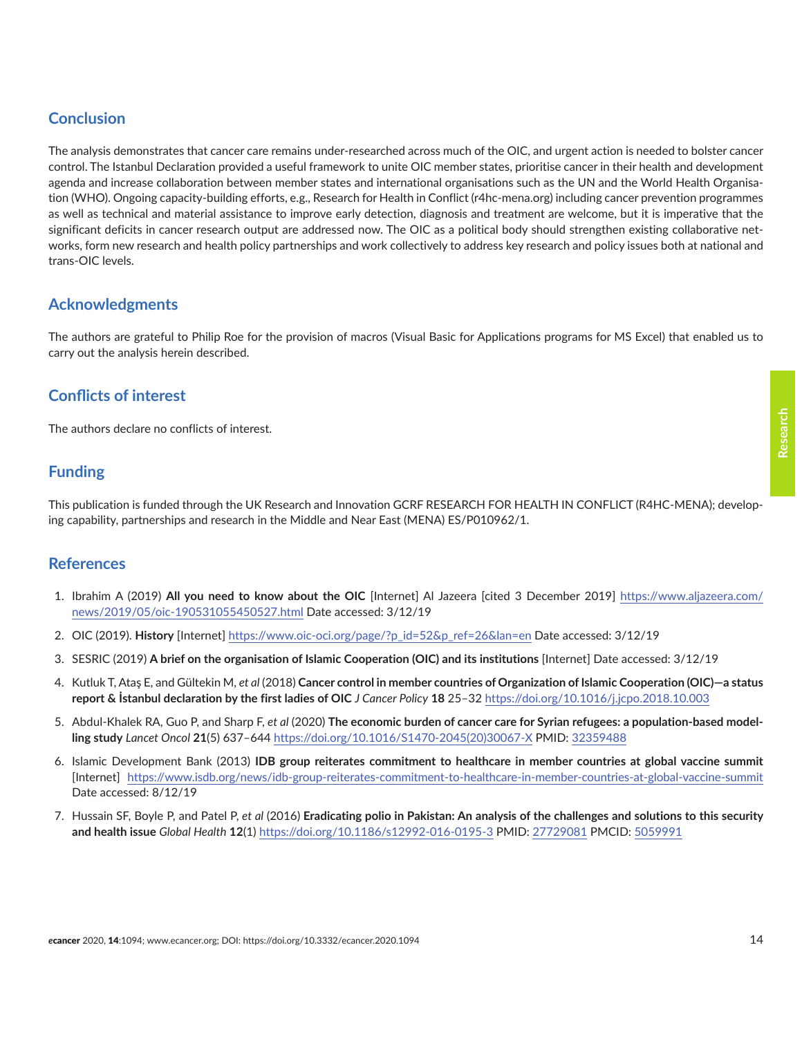## Conclusion

The analysis demonstrates that cancer care remains under-researched across much of the OIC, and urgent action is needed to bolster cancer control. The Istanbul Declaration provided a useful framework to unite OIC member states, prioritise cancer in their health and development agenda and increase collaboration between member states and international organisations such as the UN and the World Health Organisation (WHO). Ongoing capacity-building efforts, e.g., Research for Health in Conflict (r4hc-mena.org) including cancer prevention programmes as well as technical and material assistance to improve early detection, diagnosis and treatment are welcome, but it is imperative that the significant deficits in cancer research output are addressed now. The OIC as a political body should strengthen existing collaborative networks, form new research and health policy partnerships and work collectively to address key research and policy issues both at national and trans-OIC levels.

## Acknowledgments

The authors are grateful to Philip Roe for the provision of macros (Visual Basic for Applications programs for MS Excel) that enabled us to carry out the analysis herein described.

## Conflicts of interest

The authors declare no conflicts of interest.

## Funding

This publication is funded through the UK Research and Innovation GCRF RESEARCH FOR HEALTH IN CONFLICT (R4HC-MENA); developing capability, partnerships and research in the Middle and Near East (MENA) ES/P010962/1.

## References

1. Ibrahim A (2019) **All you need to know about the OIC** [Internet] Al Jazeera [cited 3 December 2019] https://www.aljazeera.com/news/2019/05/oic-190531055450527.html Date accessed: 3/12/19
2. OIC (2019). **History** [Internet] https://www.oic-oci.org/page/?p_id=52&p_ref=26&lan=en Date accessed: 3/12/19
3. SESRIC (2019) **A brief on the organisation of Islamic Cooperation (OIC) and its institutions** [Internet] Date accessed: 3/12/19
4. Kutluk T, Ataş E, and Gültekin M, *et al* (2018) **Cancer control in member countries of Organization of Islamic Cooperation (OIC)—a status report & İstanbul declaration by the first ladies of OIC** *J Cancer Policy* **18** 25–32 https://doi.org/10.1016/j.jcpo.2018.10.003
5. Abdul-Khalek RA, Guo P, and Sharp F, *et al* (2020) **The economic burden of cancer care for Syrian refugees: a population-based modelling study** *Lancet Oncol* **21**(5) 637–644 https://doi.org/10.1016/S1470-2045(20)30067-X PMID: 32359488
6. Islamic Development Bank (2013) **IDB group reiterates commitment to healthcare in member countries at global vaccine summit** [Internet] https://www.isdb.org/news/idb-group-reiterates-commitment-to-healthcare-in-member-countries-at-global-vaccine-summit Date accessed: 8/12/19
7. Hussain SF, Boyle P, and Patel P, *et al* (2016) **Eradicating polio in Pakistan: An analysis of the challenges and solutions to this security and health issue** *Global Health* **12**(1) https://doi.org/10.1186/s12992-016-0195-3 PMID: 27729081 PMCID: 5059991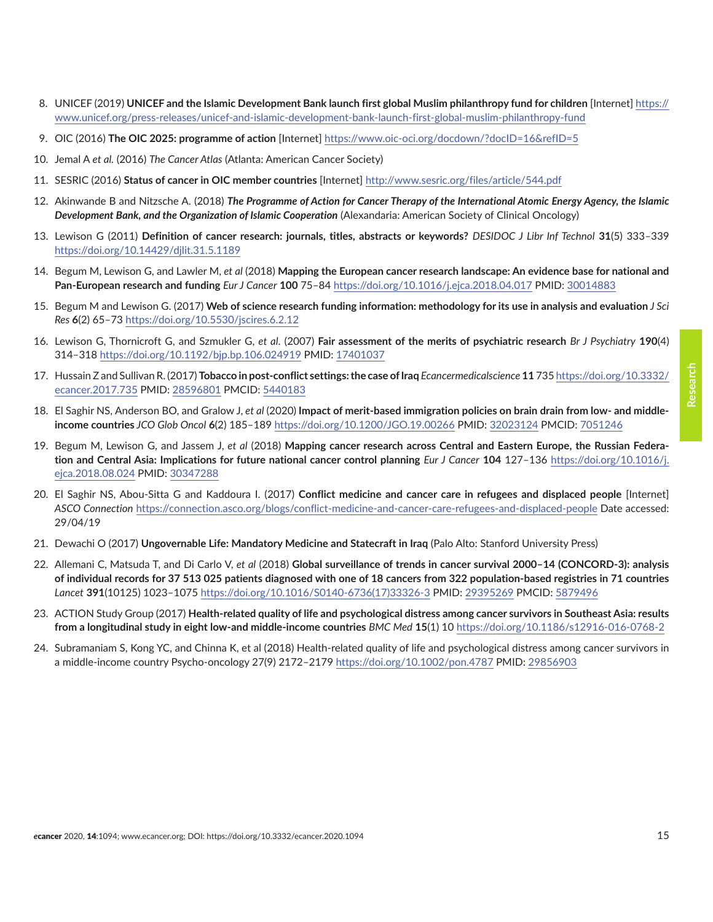8. UNICEF (2019) **UNICEF and the Islamic Development Bank launch first global Muslim philanthropy fund for children** [Internet] https://www.unicef.org/press-releases/unicef-and-islamic-development-bank-launch-first-global-muslim-philanthropy-fund
9. OIC (2016) **The OIC 2025: programme of action** [Internet] https://www.oic-oci.org/docdown/?docID=16&refID=5
10. Jemal A *et al.* (2016) *The Cancer Atlas* (Atlanta: American Cancer Society)
11. SESRIC (2016) **Status of cancer in OIC member countries** [Internet] http://www.sesric.org/files/article/544.pdf
12. Akinwande B and Nitzsche A. (2018) ***The Programme of Action for Cancer Therapy of the International Atomic Energy Agency, the Islamic Development Bank, and the Organization of Islamic Cooperation*** (Alexandaria: American Society of Clinical Oncology)
13. Lewison G (2011) **Definition of cancer research: journals, titles, abstracts or keywords?** *DESIDOC J Libr Inf Technol* **31**(5) 333–339 https://doi.org/10.14429/djlit.31.5.1189
14. Begum M, Lewison G, and Lawler M, *et al* (2018) **Mapping the European cancer research landscape: An evidence base for national and Pan-European research and funding** *Eur J Cancer* **100** 75–84 https://doi.org/10.1016/j.ejca.2018.04.017 PMID: 30014883
15. Begum M and Lewison G. (2017) **Web of science research funding information: methodology for its use in analysis and evaluation** *J Sci Res* **6**(2) 65–73 https://doi.org/10.5530/jscires.6.2.12
16. Lewison G, Thornicroft G, and Szmukler G, *et al*. (2007) **Fair assessment of the merits of psychiatric research** *Br J Psychiatry* **190**(4) 314–318 https://doi.org/10.1192/bjp.bp.106.024919 PMID: 17401037
17. Hussain Z and Sullivan R. (2017) **Tobacco in post-conflict settings: the case of Iraq** *Ecancermedicalscience* **11** 735 https://doi.org/10.3332/ecancer.2017.735 PMID: 28596801 PMCID: 5440183
18. El Saghir NS, Anderson BO, and Gralow J, *et al* (2020) **Impact of merit-based immigration policies on brain drain from low- and middle-income countries** *JCO Glob Oncol* **6**(2) 185–189 https://doi.org/10.1200/JGO.19.00266 PMID: 32023124 PMCID: 7051246
19. Begum M, Lewison G, and Jassem J, *et al* (2018) **Mapping cancer research across Central and Eastern Europe, the Russian Federation and Central Asia: Implications for future national cancer control planning** *Eur J Cancer* **104** 127–136 https://doi.org/10.1016/j.ejca.2018.08.024 PMID: 30347288
20. El Saghir NS, Abou-Sitta G and Kaddoura I. (2017) **Conflict medicine and cancer care in refugees and displaced people** [Internet] *ASCO Connection* https://connection.asco.org/blogs/conflict-medicine-and-cancer-care-refugees-and-displaced-people Date accessed: 29/04/19
21. Dewachi O (2017) **Ungovernable Life: Mandatory Medicine and Statecraft in Iraq** (Palo Alto: Stanford University Press)
22. Allemani C, Matsuda T, and Di Carlo V, *et al* (2018) **Global surveillance of trends in cancer survival 2000–14 (CONCORD-3): analysis of individual records for 37 513 025 patients diagnosed with one of 18 cancers from 322 population-based registries in 71 countries** *Lancet* **391**(10125) 1023–1075 https://doi.org/10.1016/S0140-6736(17)33326-3 PMID: 29395269 PMCID: 5879496
23. ACTION Study Group (2017) **Health-related quality of life and psychological distress among cancer survivors in Southeast Asia: results from a longitudinal study in eight low-and middle-income countries** *BMC Med* **15**(1) 10 https://doi.org/10.1186/s12916-016-0768-2
24. Subramaniam S, Kong YC, and Chinna K, et al (2018) Health-related quality of life and psychological distress among cancer survivors in a middle-income country Psycho-oncology 27(9) 2172–2179 https://doi.org/10.1002/pon.4787 PMID: 29856903